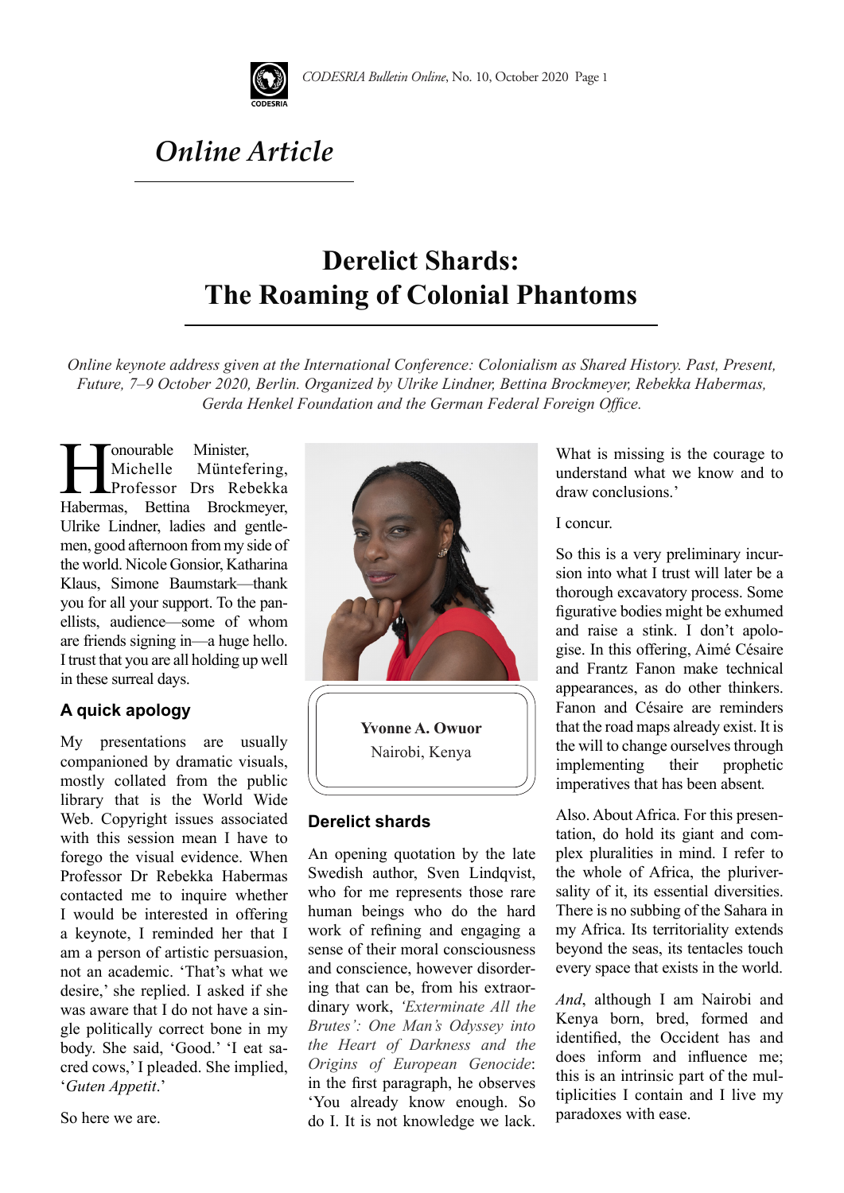# Online Article

## Derelict Shards: The Roaming of Colonial Phantoms

*Online keynote address given at the International Conference: Colonialism as Shared History. Past, Present, Future, 7–9 October 2020, Berlin. Organized by Ulrike Lindner, Bettina Brockmeyer, Rebekka Habermas, Gerda Henkel Foundation and the German Federal Foreign Office.*

**Yvonne A. Owuor**
Nairobi, Kenya

Honourable Minister, Michelle Müntefering, Professor Drs Rebekka Habermas, Bettina Brockmeyer, Ulrike Lindner, ladies and gentlemen, good afternoon from my side of the world. Nicole Gonsior, Katharina Klaus, Simone Baumstark—thank you for all your support. To the panellists, audience—some of whom are friends signing in—a huge hello. I trust that you are all holding up well in these surreal days.

### A quick apology

My presentations are usually companioned by dramatic visuals, mostly collated from the public library that is the World Wide Web. Copyright issues associated with this session mean I have to forego the visual evidence. When Professor Dr Rebekka Habermas contacted me to inquire whether I would be interested in offering a keynote, I reminded her that I am a person of artistic persuasion, not an academic. 'That's what we desire,' she replied. I asked if she was aware that I do not have a single politically correct bone in my body. She said, 'Good.' 'I eat sacred cows,' I pleaded. She implied, '*Guten Appetit*.'

So here we are.

### Derelict shards

An opening quotation by the late Swedish author, Sven Lindqvist, who for me represents those rare human beings who do the hard work of refining and engaging a sense of their moral consciousness and conscience, however disordering that can be, from his extraordinary work, *'Exterminate All the Brutes': One Man's Odyssey into the Heart of Darkness and the Origins of European Genocide*: in the first paragraph, he observes 'You already know enough. So do I. It is not knowledge we lack. What is missing is the courage to understand what we know and to draw conclusions.'

I concur.

So this is a very preliminary incursion into what I trust will later be a thorough excavatory process. Some figurative bodies might be exhumed and raise a stink. I don't apologise. In this offering, Aimé Césaire and Frantz Fanon make technical appearances, as do other thinkers. Fanon and Césaire are reminders that the road maps already exist. It is the will to change ourselves through implementing their prophetic imperatives that has been absent.

Also. About Africa. For this presentation, do hold its giant and complex pluralities in mind. I refer to the whole of Africa, the pluriversality of it, its essential diversities. There is no subbing of the Sahara in my Africa. Its territoriality extends beyond the seas, its tentacles touch every space that exists in the world.

*And*, although I am Nairobi and Kenya born, bred, formed and identified, the Occident has and does inform and influence me; this is an intrinsic part of the multiplicities I contain and I live my paradoxes with ease.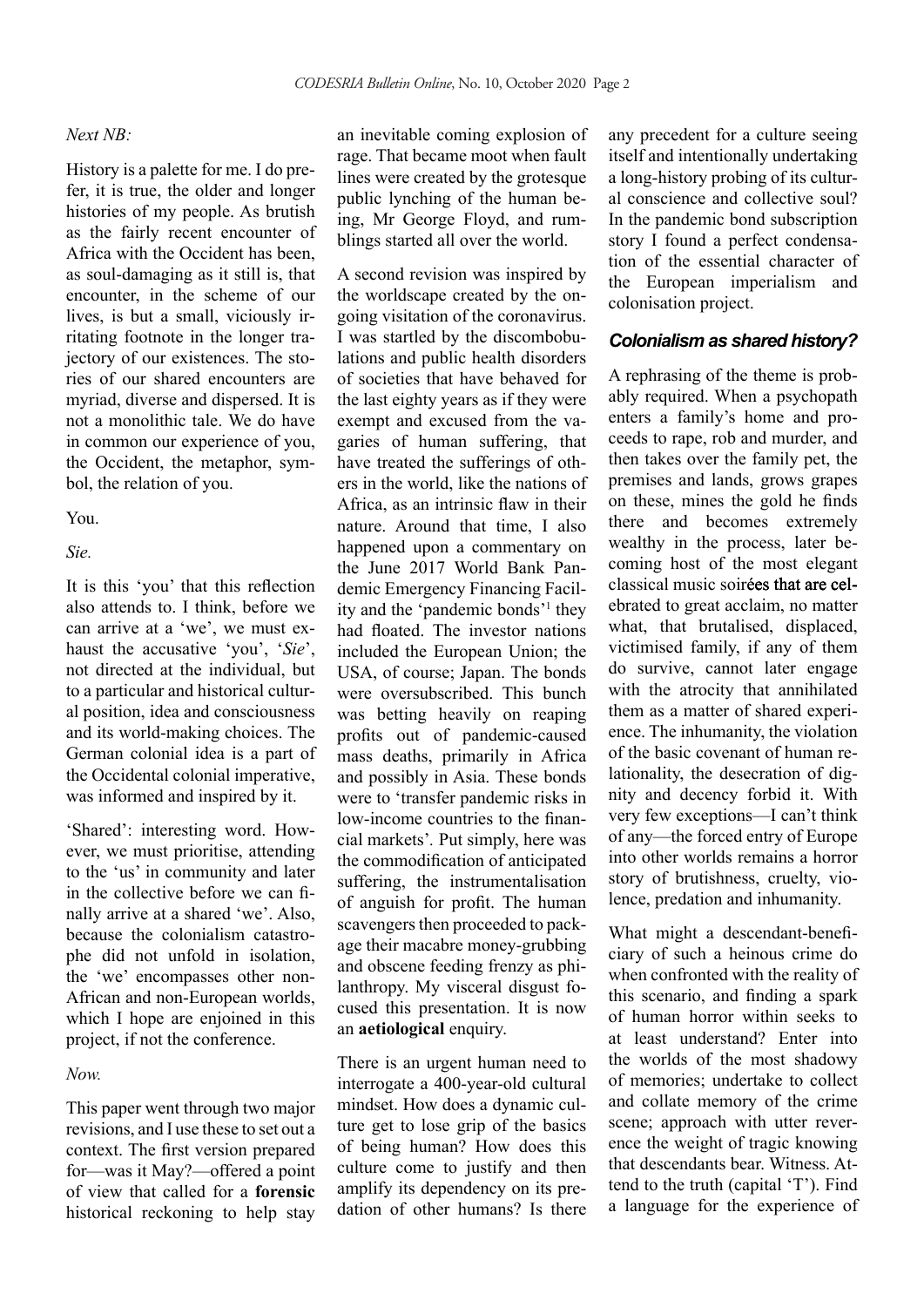*Next NB:*

History is a palette for me. I do prefer, it is true, the older and longer histories of my people. As brutish as the fairly recent encounter of Africa with the Occident has been, as soul-damaging as it still is, that encounter, in the scheme of our lives, is but a small, viciously irritating footnote in the longer trajectory of our existences. The stories of our shared encounters are myriad, diverse and dispersed. It is not a monolithic tale. We do have in common our experience of you, the Occident, the metaphor, symbol, the relation of you.

You.

*Sie.*

It is this 'you' that this reflection also attends to. I think, before we can arrive at a 'we', we must exhaust the accusative 'you', '*Sie*', not directed at the individual, but to a particular and historical cultural position, idea and consciousness and its world-making choices. The German colonial idea is a part of the Occidental colonial imperative, was informed and inspired by it.

'Shared': interesting word. However, we must prioritise, attending to the 'us' in community and later in the collective before we can finally arrive at a shared 'we'. Also, because the colonialism catastrophe did not unfold in isolation, the 'we' encompasses other non-African and non-European worlds, which I hope are enjoined in this project, if not the conference.

*Now.*

This paper went through two major revisions, and I use these to set out a context. The first version prepared for—was it May?—offered a point of view that called for a **forensic** historical reckoning to help stay an inevitable coming explosion of rage. That became moot when fault lines were created by the grotesque public lynching of the human being, Mr George Floyd, and rumblings started all over the world.

A second revision was inspired by the worldscape created by the ongoing visitation of the coronavirus. I was startled by the discombobulations and public health disorders of societies that have behaved for the last eighty years as if they were exempt and excused from the vagaries of human suffering, that have treated the sufferings of others in the world, like the nations of Africa, as an intrinsic flaw in their nature. Around that time, I also happened upon a commentary on the June 2017 World Bank Pandemic Emergency Financing Facility and the 'pandemic bonds'[1] they had floated. The investor nations included the European Union; the USA, of course; Japan. The bonds were oversubscribed. This bunch was betting heavily on reaping profits out of pandemic-caused mass deaths, primarily in Africa and possibly in Asia. These bonds were to 'transfer pandemic risks in low-income countries to the financial markets'. Put simply, here was the commodification of anticipated suffering, the instrumentalisation of anguish for profit. The human scavengers then proceeded to package their macabre money-grubbing and obscene feeding frenzy as philanthropy. My visceral disgust focused this presentation. It is now an **aetiological** enquiry.

There is an urgent human need to interrogate a 400-year-old cultural mindset. How does a dynamic culture get to lose grip of the basics of being human? How does this culture come to justify and then amplify its dependency on its predation of other humans? Is there any precedent for a culture seeing itself and intentionally undertaking a long-history probing of its cultural conscience and collective soul? In the pandemic bond subscription story I found a perfect condensation of the essential character of the European imperialism and colonisation project.

## *Colonialism as shared history?*

A rephrasing of the theme is probably required. When a psychopath enters a family's home and proceeds to rape, rob and murder, and then takes over the family pet, the premises and lands, grows grapes on these, mines the gold he finds there and becomes extremely wealthy in the process, later becoming host of the most elegant classical music soirées that are celebrated to great acclaim, no matter what, that brutalised, displaced, victimised family, if any of them do survive, cannot later engage with the atrocity that annihilated them as a matter of shared experience. The inhumanity, the violation of the basic covenant of human relationality, the desecration of dignity and decency forbid it. With very few exceptions—I can't think of any—the forced entry of Europe into other worlds remains a horror story of brutishness, cruelty, violence, predation and inhumanity.

What might a descendant-beneficiary of such a heinous crime do when confronted with the reality of this scenario, and finding a spark of human horror within seeks to at least understand? Enter into the worlds of the most shadowy of memories; undertake to collect and collate memory of the crime scene; approach with utter reverence the weight of tragic knowing that descendants bear. Witness. Attend to the truth (capital 'T'). Find a language for the experience of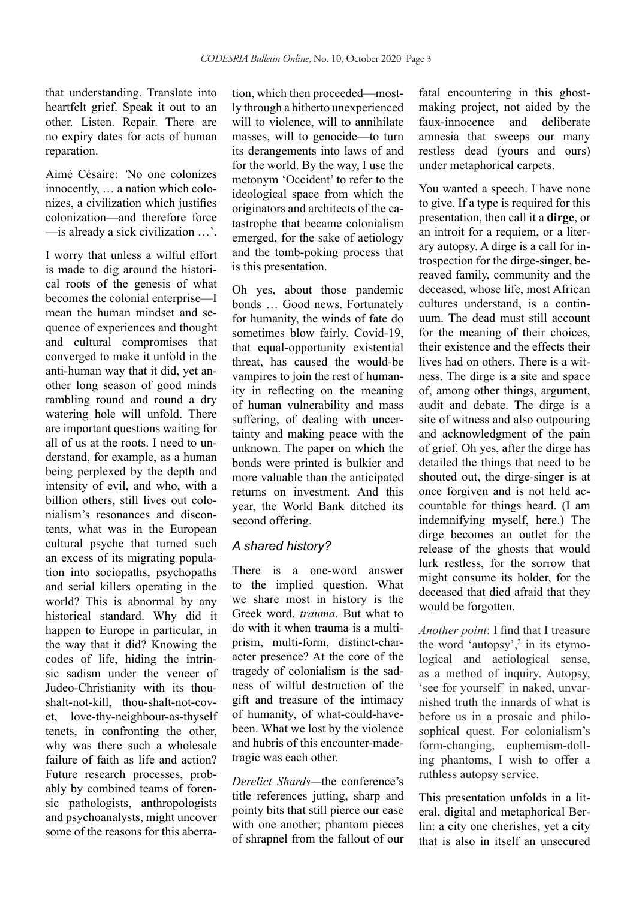that understanding. Translate into heartfelt grief. Speak it out to an other. Listen. Repair. There are no expiry dates for acts of human reparation.

Aimé Césaire: 'No one colonizes innocently, … a nation which colonizes, a civilization which justifies colonization—and therefore force —is already a sick civilization …'.

I worry that unless a wilful effort is made to dig around the historical roots of the genesis of what becomes the colonial enterprise—I mean the human mindset and sequence of experiences and thought and cultural compromises that converged to make it unfold in the anti-human way that it did, yet another long season of good minds rambling round and round a dry watering hole will unfold. There are important questions waiting for all of us at the roots. I need to understand, for example, as a human being perplexed by the depth and intensity of evil, and who, with a billion others, still lives out colonialism's resonances and discontents, what was in the European cultural psyche that turned such an excess of its migrating population into sociopaths, psychopaths and serial killers operating in the world? This is abnormal by any historical standard. Why did it happen to Europe in particular, in the way that it did? Knowing the codes of life, hiding the intrinsic sadism under the veneer of Judeo-Christianity with its thou-shalt-not-kill, thou-shalt-not-covet, love-thy-neighbour-as-thyself tenets, in confronting the other, why was there such a wholesale failure of faith as life and action? Future research processes, probably by combined teams of forensic pathologists, anthropologists and psychoanalysts, might uncover some of the reasons for this aberration, which then proceeded—mostly through a hitherto unexperienced will to violence, will to annihilate masses, will to genocide—to turn its derangements into laws of and for the world. By the way, I use the metonym 'Occident' to refer to the ideological space from which the originators and architects of the catastrophe that became colonialism emerged, for the sake of aetiology and the tomb-poking process that is this presentation.

Oh yes, about those pandemic bonds … Good news. Fortunately for humanity, the winds of fate do sometimes blow fairly. Covid-19, that equal-opportunity existential threat, has caused the would-be vampires to join the rest of humanity in reflecting on the meaning of human vulnerability and mass suffering, of dealing with uncertainty and making peace with the unknown. The paper on which the bonds were printed is bulkier and more valuable than the anticipated returns on investment. And this year, the World Bank ditched its second offering.

## *A shared history?*

There is a one-word answer to the implied question. What we share most in history is the Greek word, *trauma*. But what to do with it when trauma is a multi-prism, multi-form, distinct-character presence? At the core of the tragedy of colonialism is the sadness of wilful destruction of the gift and treasure of the intimacy of humanity, of what-could-have-been. What we lost by the violence and hubris of this encounter-made-tragic was each other.

*Derelict Shards*—the conference's title references jutting, sharp and pointy bits that still pierce our ease with one another; phantom pieces of shrapnel from the fallout of our fatal encountering in this ghost-making project, not aided by the faux-innocence and deliberate amnesia that sweeps our many restless dead (yours and ours) under metaphorical carpets.

You wanted a speech. I have none to give. If a type is required for this presentation, then call it a **dirge**, or an introit for a requiem, or a literary autopsy. A dirge is a call for introspection for the dirge-singer, bereaved family, community and the deceased, whose life, most African cultures understand, is a continuum. The dead must still account for the meaning of their choices, their existence and the effects their lives had on others. There is a witness. The dirge is a site and space of, among other things, argument, audit and debate. The dirge is a site of witness and also outpouring and acknowledgment of the pain of grief. Oh yes, after the dirge has detailed the things that need to be shouted out, the dirge-singer is at once forgiven and is not held accountable for things heard. (I am indemnifying myself, here.) The dirge becomes an outlet for the release of the ghosts that would lurk restless, for the sorrow that might consume its holder, for the deceased that died afraid that they would be forgotten.

*Another point*: I find that I treasure the word 'autopsy',[2] in its etymological and aetiological sense, as a method of inquiry. Autopsy, 'see for yourself' in naked, unvarnished truth the innards of what is before us in a prosaic and philosophical quest. For colonialism's form-changing, euphemism-dolling phantoms, I wish to offer a ruthless autopsy service.

This presentation unfolds in a literal, digital and metaphorical Berlin: a city one cherishes, yet a city that is also in itself an unsecured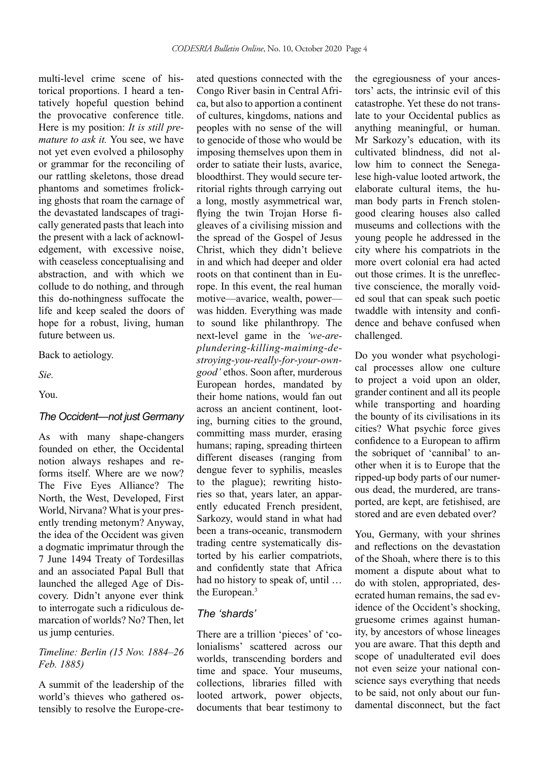multi-level crime scene of historical proportions. I heard a tentatively hopeful question behind the provocative conference title. Here is my position: *It is still premature to ask it.* You see, we have not yet even evolved a philosophy or grammar for the reconciling of our rattling skeletons, those dread phantoms and sometimes frolicking ghosts that roam the carnage of the devastated landscapes of tragically generated pasts that leach into the present with a lack of acknowledgement, with excessive noise, with ceaseless conceptualising and abstraction, and with which we collude to do nothing, and through this do-nothingness suffocate the life and keep sealed the doors of hope for a robust, living, human future between us.

Back to aetiology.

*Sie.*

You.

### *The Occident—not just Germany*

As with many shape-changers founded on ether, the Occidental notion always reshapes and reforms itself. Where are we now? The Five Eyes Alliance? The North, the West, Developed, First World, Nirvana? What is your presently trending metonym? Anyway, the idea of the Occident was given a dogmatic imprimatur through the 7 June 1494 Treaty of Tordesillas and an associated Papal Bull that launched the alleged Age of Discovery. Didn't anyone ever think to interrogate such a ridiculous demarcation of worlds? No? Then, let us jump centuries.

### *Timeline: Berlin (15 Nov. 1884–26 Feb. 1885)*

A summit of the leadership of the world's thieves who gathered ostensibly to resolve the Europe-created questions connected with the Congo River basin in Central Africa, but also to apportion a continent of cultures, kingdoms, nations and peoples with no sense of the will to genocide of those who would be imposing themselves upon them in order to satiate their lusts, avarice, bloodthirst. They would secure territorial rights through carrying out a long, mostly asymmetrical war, flying the twin Trojan Horse figleaves of a civilising mission and the spread of the Gospel of Jesus Christ, which they didn't believe in and which had deeper and older roots on that continent than in Europe. In this event, the real human motive—avarice, wealth, power—was hidden. Everything was made to sound like philanthropy. The next-level game in the *'we-are-plundering-killing-maiming-destroying-you-really-for-your-own-good'* ethos. Soon after, murderous European hordes, mandated by their home nations, would fan out across an ancient continent, looting, burning cities to the ground, committing mass murder, erasing humans; raping, spreading thirteen different diseases (ranging from dengue fever to syphilis, measles to the plague); rewriting histories so that, years later, an apparently educated French president, Sarkozy, would stand in what had been a trans-oceanic, transmodern trading centre systematically distorted by his earlier compatriots, and confidently state that Africa had no history to speak of, until … the European.[3]

### *The 'shards'*

There are a trillion 'pieces' of 'colonialisms' scattered across our worlds, transcending borders and time and space. Your museums, collections, libraries filled with looted artwork, power objects, documents that bear testimony to the egregiousness of your ancestors' acts, the intrinsic evil of this catastrophe. Yet these do not translate to your Occidental publics as anything meaningful, or human. Mr Sarkozy's education, with its cultivated blindness, did not allow him to connect the Senegalese high-value looted artwork, the elaborate cultural items, the human body parts in French stolen-good clearing houses also called museums and collections with the young people he addressed in the city where his compatriots in the more overt colonial era had acted out those crimes. It is the unreflective conscience, the morally voided soul that can speak such poetic twaddle with intensity and confidence and behave confused when challenged.

Do you wonder what psychological processes allow one culture to project a void upon an older, grander continent and all its people while transporting and hoarding the bounty of its civilisations in its cities? What psychic force gives confidence to a European to affirm the sobriquet of 'cannibal' to another when it is to Europe that the ripped-up body parts of our numerous dead, the murdered, are transported, are kept, are fetishised, are stored and are even debated over?

You, Germany, with your shrines and reflections on the devastation of the Shoah, where there is to this moment a dispute about what to do with stolen, appropriated, desecrated human remains, the sad evidence of the Occident's shocking, gruesome crimes against humanity, by ancestors of whose lineages you are aware. That this depth and scope of unadulterated evil does not even seize your national conscience says everything that needs to be said, not only about our fundamental disconnect, but the fact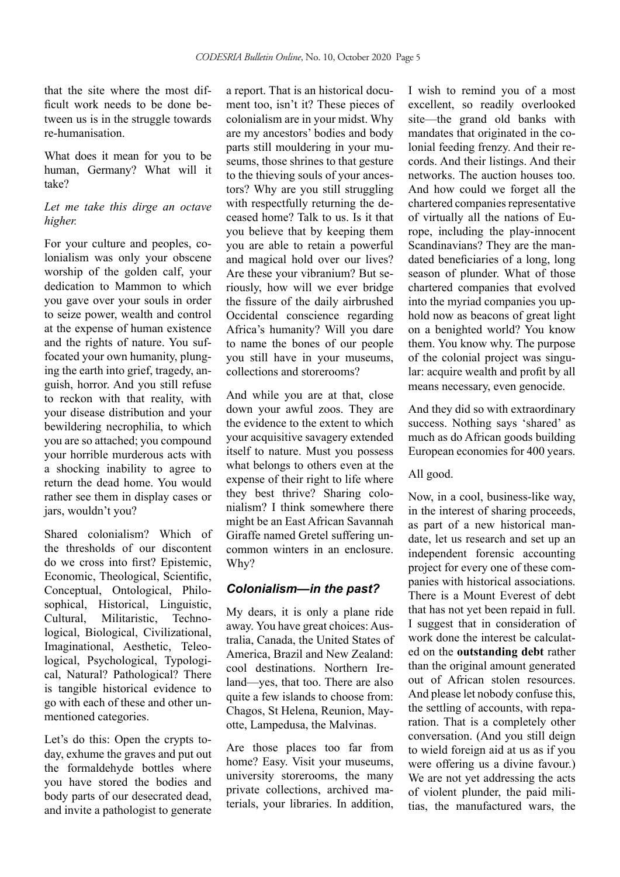that the site where the most difficult work needs to be done between us is in the struggle towards re-humanisation.

What does it mean for you to be human, Germany? What will it take?

*Let me take this dirge an octave higher.*

For your culture and peoples, colonialism was only your obscene worship of the golden calf, your dedication to Mammon to which you gave over your souls in order to seize power, wealth and control at the expense of human existence and the rights of nature. You suffocated your own humanity, plunging the earth into grief, tragedy, anguish, horror. And you still refuse to reckon with that reality, with your disease distribution and your bewildering necrophilia, to which you are so attached; you compound your horrible murderous acts with a shocking inability to agree to return the dead home. You would rather see them in display cases or jars, wouldn't you?

Shared colonialism? Which of the thresholds of our discontent do we cross into first? Epistemic, Economic, Theological, Scientific, Conceptual, Ontological, Philosophical, Historical, Linguistic, Cultural, Militaristic, Technological, Biological, Civilizational, Imaginational, Aesthetic, Teleological, Psychological, Typological, Natural? Pathological? There is tangible historical evidence to go with each of these and other unmentioned categories.

Let's do this: Open the crypts today, exhume the graves and put out the formaldehyde bottles where you have stored the bodies and body parts of our desecrated dead, and invite a pathologist to generate a report. That is an historical document too, isn't it? These pieces of colonialism are in your midst. Why are my ancestors' bodies and body parts still mouldering in your museums, those shrines to that gesture to the thieving souls of your ancestors? Why are you still struggling with respectfully returning the deceased home? Talk to us. Is it that you believe that by keeping them you are able to retain a powerful and magical hold over our lives? Are these your vibranium? But seriously, how will we ever bridge the fissure of the daily airbrushed Occidental conscience regarding Africa's humanity? Will you dare to name the bones of our people you still have in your museums, collections and storerooms?

And while you are at that, close down your awful zoos. They are the evidence to the extent to which your acquisitive savagery extended itself to nature. Must you possess what belongs to others even at the expense of their right to life where they best thrive? Sharing colonialism? I think somewhere there might be an East African Savannah Giraffe named Gretel suffering uncommon winters in an enclosure. Why?

## *Colonialism—in the past?*

My dears, it is only a plane ride away. You have great choices: Australia, Canada, the United States of America, Brazil and New Zealand: cool destinations. Northern Ireland—yes, that too. There are also quite a few islands to choose from: Chagos, St Helena, Reunion, Mayotte, Lampedusa, the Malvinas.

Are those places too far from home? Easy. Visit your museums, university storerooms, the many private collections, archived materials, your libraries. In addition, I wish to remind you of a most excellent, so readily overlooked site—the grand old banks with mandates that originated in the colonial feeding frenzy. And their records. And their listings. And their networks. The auction houses too. And how could we forget all the chartered companies representative of virtually all the nations of Europe, including the play-innocent Scandinavians? They are the mandated beneficiaries of a long, long season of plunder. What of those chartered companies that evolved into the myriad companies you uphold now as beacons of great light on a benighted world? You know them. You know why. The purpose of the colonial project was singular: acquire wealth and profit by all means necessary, even genocide.

And they did so with extraordinary success. Nothing says 'shared' as much as do African goods building European economies for 400 years.

All good.

Now, in a cool, business-like way, in the interest of sharing proceeds, as part of a new historical mandate, let us research and set up an independent forensic accounting project for every one of these companies with historical associations. There is a Mount Everest of debt that has not yet been repaid in full. I suggest that in consideration of work done the interest be calculated on the **outstanding debt** rather than the original amount generated out of African stolen resources. And please let nobody confuse this, the settling of accounts, with reparation. That is a completely other conversation. (And you still deign to wield foreign aid at us as if you were offering us a divine favour.) We are not yet addressing the acts of violent plunder, the paid militias, the manufactured wars, the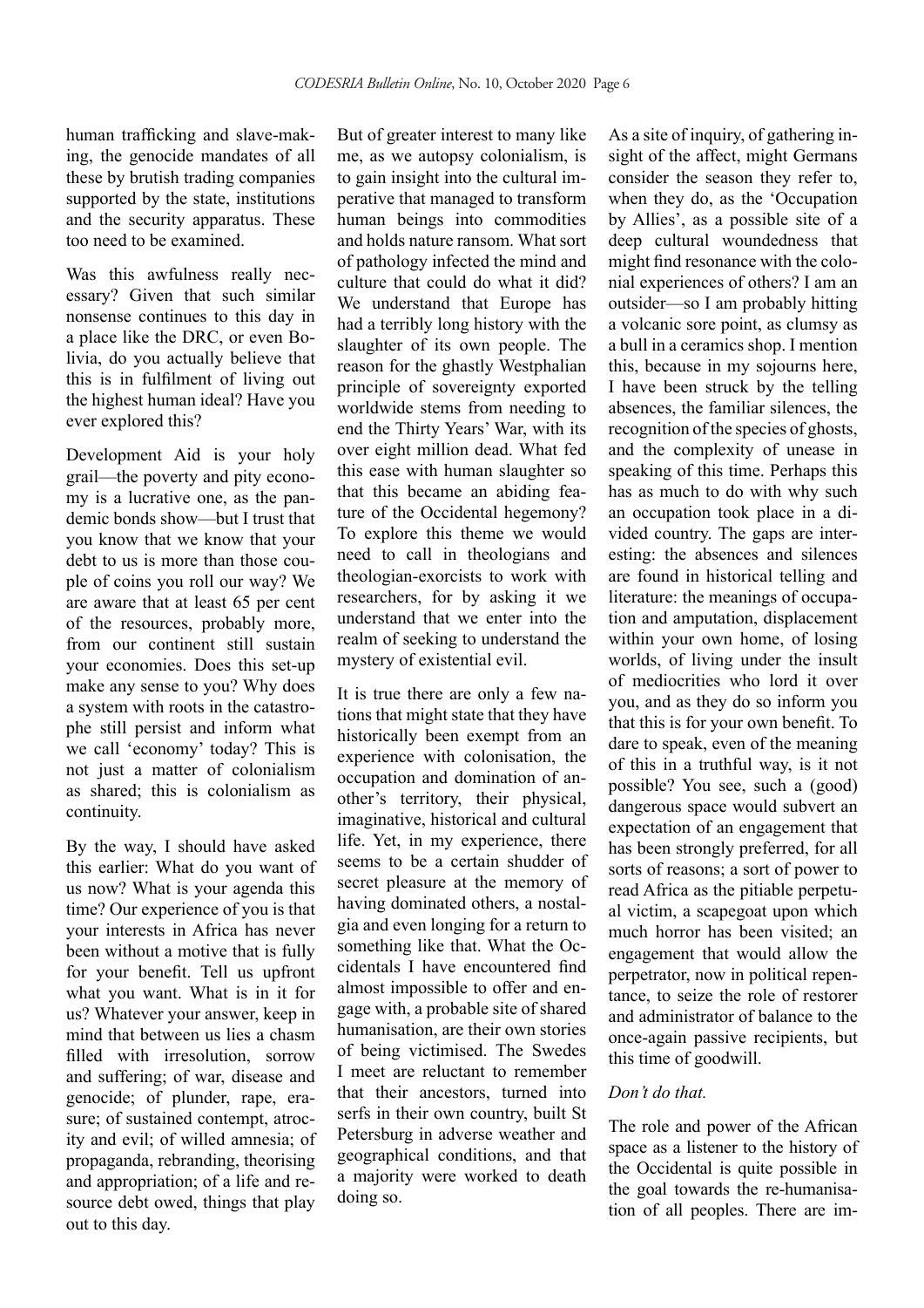human trafficking and slave-making, the genocide mandates of all these by brutish trading companies supported by the state, institutions and the security apparatus. These too need to be examined.

Was this awfulness really necessary? Given that such similar nonsense continues to this day in a place like the DRC, or even Bolivia, do you actually believe that this is in fulfilment of living out the highest human ideal? Have you ever explored this?

Development Aid is your holy grail—the poverty and pity economy is a lucrative one, as the pandemic bonds show—but I trust that you know that we know that your debt to us is more than those couple of coins you roll our way? We are aware that at least 65 per cent of the resources, probably more, from our continent still sustain your economies. Does this set-up make any sense to you? Why does a system with roots in the catastrophe still persist and inform what we call 'economy' today? This is not just a matter of colonialism as shared; this is colonialism as continuity.

By the way, I should have asked this earlier: What do you want of us now? What is your agenda this time? Our experience of you is that your interests in Africa has never been without a motive that is fully for your benefit. Tell us upfront what you want. What is in it for us? Whatever your answer, keep in mind that between us lies a chasm filled with irresolution, sorrow and suffering; of war, disease and genocide; of plunder, rape, erasure; of sustained contempt, atrocity and evil; of willed amnesia; of propaganda, rebranding, theorising and appropriation; of a life and resource debt owed, things that play out to this day.

But of greater interest to many like me, as we autopsy colonialism, is to gain insight into the cultural imperative that managed to transform human beings into commodities and holds nature ransom. What sort of pathology infected the mind and culture that could do what it did? We understand that Europe has had a terribly long history with the slaughter of its own people. The reason for the ghastly Westphalian principle of sovereignty exported worldwide stems from needing to end the Thirty Years' War, with its over eight million dead. What fed this ease with human slaughter so that this became an abiding feature of the Occidental hegemony? To explore this theme we would need to call in theologians and theologian-exorcists to work with researchers, for by asking it we understand that we enter into the realm of seeking to understand the mystery of existential evil.

It is true there are only a few nations that might state that they have historically been exempt from an experience with colonisation, the occupation and domination of another's territory, their physical, imaginative, historical and cultural life. Yet, in my experience, there seems to be a certain shudder of secret pleasure at the memory of having dominated others, a nostalgia and even longing for a return to something like that. What the Occidentals I have encountered find almost impossible to offer and engage with, a probable site of shared humanisation, are their own stories of being victimised. The Swedes I meet are reluctant to remember that their ancestors, turned into serfs in their own country, built St Petersburg in adverse weather and geographical conditions, and that a majority were worked to death doing so.

As a site of inquiry, of gathering insight of the affect, might Germans consider the season they refer to, when they do, as the 'Occupation by Allies', as a possible site of a deep cultural woundedness that might find resonance with the colonial experiences of others? I am an outsider—so I am probably hitting a volcanic sore point, as clumsy as a bull in a ceramics shop. I mention this, because in my sojourns here, I have been struck by the telling absences, the familiar silences, the recognition of the species of ghosts, and the complexity of unease in speaking of this time. Perhaps this has as much to do with why such an occupation took place in a divided country. The gaps are interesting: the absences and silences are found in historical telling and literature: the meanings of occupation and amputation, displacement within your own home, of losing worlds, of living under the insult of mediocrities who lord it over you, and as they do so inform you that this is for your own benefit. To dare to speak, even of the meaning of this in a truthful way, is it not possible? You see, such a (good) dangerous space would subvert an expectation of an engagement that has been strongly preferred, for all sorts of reasons; a sort of power to read Africa as the pitiable perpetual victim, a scapegoat upon which much horror has been visited; an engagement that would allow the perpetrator, now in political repentance, to seize the role of restorer and administrator of balance to the once-again passive recipients, but this time of goodwill.

*Don't do that.*

The role and power of the African space as a listener to the history of the Occidental is quite possible in the goal towards the re-humanisation of all peoples. There are im-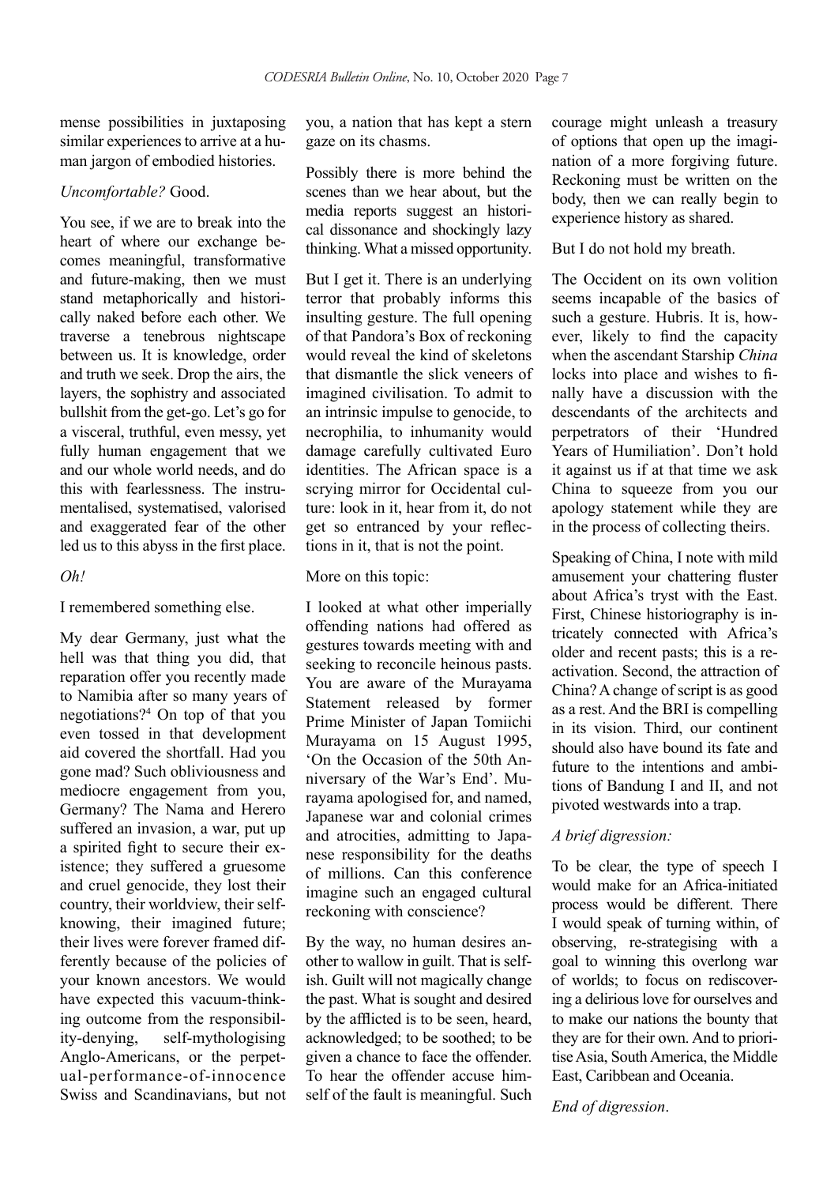mense possibilities in juxtaposing similar experiences to arrive at a human jargon of embodied histories.

*Uncomfortable?* Good.

You see, if we are to break into the heart of where our exchange becomes meaningful, transformative and future-making, then we must stand metaphorically and historically naked before each other. We traverse a tenebrous nightscape between us. It is knowledge, order and truth we seek. Drop the airs, the layers, the sophistry and associated bullshit from the get-go. Let's go for a visceral, truthful, even messy, yet fully human engagement that we and our whole world needs, and do this with fearlessness. The instrumentalised, systematised, valorised and exaggerated fear of the other led us to this abyss in the first place.

*Oh!*

I remembered something else.

My dear Germany, just what the hell was that thing you did, that reparation offer you recently made to Namibia after so many years of negotiations?[4] On top of that you even tossed in that development aid covered the shortfall. Had you gone mad? Such obliviousness and mediocre engagement from you, Germany? The Nama and Herero suffered an invasion, a war, put up a spirited fight to secure their existence; they suffered a gruesome and cruel genocide, they lost their country, their worldview, their self-knowing, their imagined future; their lives were forever framed differently because of the policies of your known ancestors. We would have expected this vacuum-thinking outcome from the responsibility-denying, self-mythologising Anglo-Americans, or the perpetual-performance-of-innocence Swiss and Scandinavians, but not you, a nation that has kept a stern gaze on its chasms.

Possibly there is more behind the scenes than we hear about, but the media reports suggest an historical dissonance and shockingly lazy thinking. What a missed opportunity.

But I get it. There is an underlying terror that probably informs this insulting gesture. The full opening of that Pandora's Box of reckoning would reveal the kind of skeletons that dismantle the slick veneers of imagined civilisation. To admit to an intrinsic impulse to genocide, to necrophilia, to inhumanity would damage carefully cultivated Euro identities. The African space is a scrying mirror for Occidental culture: look in it, hear from it, do not get so entranced by your reflections in it, that is not the point.

More on this topic:

I looked at what other imperially offending nations had offered as gestures towards meeting with and seeking to reconcile heinous pasts. You are aware of the Murayama Statement released by former Prime Minister of Japan Tomiichi Murayama on 15 August 1995, 'On the Occasion of the 50th Anniversary of the War's End'. Murayama apologised for, and named, Japanese war and colonial crimes and atrocities, admitting to Japanese responsibility for the deaths of millions. Can this conference imagine such an engaged cultural reckoning with conscience?

By the way, no human desires another to wallow in guilt. That is selfish. Guilt will not magically change the past. What is sought and desired by the afflicted is to be seen, heard, acknowledged; to be soothed; to be given a chance to face the offender. To hear the offender accuse himself of the fault is meaningful. Such courage might unleash a treasury of options that open up the imagination of a more forgiving future. Reckoning must be written on the body, then we can really begin to experience history as shared.

But I do not hold my breath.

The Occident on its own volition seems incapable of the basics of such a gesture. Hubris. It is, however, likely to find the capacity when the ascendant Starship *China* locks into place and wishes to finally have a discussion with the descendants of the architects and perpetrators of their 'Hundred Years of Humiliation'. Don't hold it against us if at that time we ask China to squeeze from you our apology statement while they are in the process of collecting theirs.

Speaking of China, I note with mild amusement your chattering fluster about Africa's tryst with the East. First, Chinese historiography is intricately connected with Africa's older and recent pasts; this is a reactivation. Second, the attraction of China? A change of script is as good as a rest. And the BRI is compelling in its vision. Third, our continent should also have bound its fate and future to the intentions and ambitions of Bandung I and II, and not pivoted westwards into a trap.

*A brief digression:*

To be clear, the type of speech I would make for an Africa-initiated process would be different. There I would speak of turning within, of observing, re-strategising with a goal to winning this overlong war of worlds; to focus on rediscovering a delirious love for ourselves and to make our nations the bounty that they are for their own. And to prioritise Asia, South America, the Middle East, Caribbean and Oceania.

*End of digression*.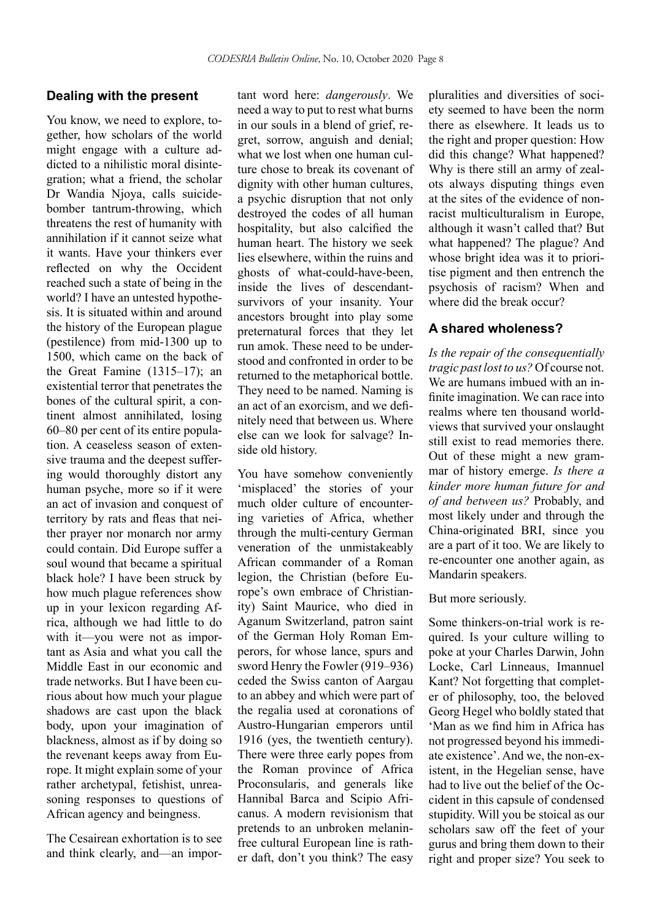## Dealing with the present

You know, we need to explore, together, how scholars of the world might engage with a culture addicted to a nihilistic moral disintegration; what a friend, the scholar Dr Wandia Njoya, calls suicide-bomber tantrum-throwing, which threatens the rest of humanity with annihilation if it cannot seize what it wants. Have your thinkers ever reflected on why the Occident reached such a state of being in the world? I have an untested hypothesis. It is situated within and around the history of the European plague (pestilence) from mid-1300 up to 1500, which came on the back of the Great Famine (1315–17); an existential terror that penetrates the bones of the cultural spirit, a continent almost annihilated, losing 60–80 per cent of its entire population. A ceaseless season of extensive trauma and the deepest suffering would thoroughly distort any human psyche, more so if it were an act of invasion and conquest of territory by rats and fleas that neither prayer nor monarch nor army could contain. Did Europe suffer a soul wound that became a spiritual black hole? I have been struck by how much plague references show up in your lexicon regarding Africa, although we had little to do with it—you were not as important as Asia and what you call the Middle East in our economic and trade networks. But I have been curious about how much your plague shadows are cast upon the black body, upon your imagination of blackness, almost as if by doing so the revenant keeps away from Europe. It might explain some of your rather archetypal, fetishist, unreasoning responses to questions of African agency and beingness.

The Cesairean exhortation is to see and think clearly, and—an important word here: *dangerously*. We need a way to put to rest what burns in our souls in a blend of grief, regret, sorrow, anguish and denial; what we lost when one human culture chose to break its covenant of dignity with other human cultures, a psychic disruption that not only destroyed the codes of all human hospitality, but also calcified the human heart. The history we seek lies elsewhere, within the ruins and ghosts of what-could-have-been, inside the lives of descendant-survivors of your insanity. Your ancestors brought into play some preternatural forces that they let run amok. These need to be understood and confronted in order to be returned to the metaphorical bottle. They need to be named. Naming is an act of an exorcism, and we definitely need that between us. Where else can we look for salvage? Inside old history.

You have somehow conveniently 'misplaced' the stories of your much older culture of encountering varieties of Africa, whether through the multi-century German veneration of the unmistakeably African commander of a Roman legion, the Christian (before Europe's own embrace of Christianity) Saint Maurice, who died in Aganum Switzerland, patron saint of the German Holy Roman Emperors, for whose lance, spurs and sword Henry the Fowler (919–936) ceded the Swiss canton of Aargau to an abbey and which were part of the regalia used at coronations of Austro-Hungarian emperors until 1916 (yes, the twentieth century). There were three early popes from the Roman province of Africa Proconsularis, and generals like Hannibal Barca and Scipio Africanus. A modern revisionism that pretends to an unbroken melanin-free cultural European line is rather daft, don't you think? The easy pluralities and diversities of society seemed to have been the norm there as elsewhere. It leads us to the right and proper question: How did this change? What happened? Why is there still an army of zealots always disputing things even at the sites of the evidence of non-racist multiculturalism in Europe, although it wasn't called that? But what happened? The plague? And whose bright idea was it to prioritise pigment and then entrench the psychosis of racism? When and where did the break occur?

## A shared wholeness?

*Is the repair of the consequentially tragic past lost to us?* Of course not. We are humans imbued with an infinite imagination. We can race into realms where ten thousand worldviews that survived your onslaught still exist to read memories there. Out of these might a new grammar of history emerge. *Is there a kinder more human future for and of and between us?* Probably, and most likely under and through the China-originated BRI, since you are a part of it too. We are likely to re-encounter one another again, as Mandarin speakers.

But more seriously.

Some thinkers-on-trial work is required. Is your culture willing to poke at your Charles Darwin, John Locke, Carl Linneaus, Imannuel Kant? Not forgetting that completer of philosophy, too, the beloved Georg Hegel who boldly stated that 'Man as we find him in Africa has not progressed beyond his immediate existence'. And we, the non-existent, in the Hegelian sense, have had to live out the belief of the Occident in this capsule of condensed stupidity. Will you be stoical as our scholars saw off the feet of your gurus and bring them down to their right and proper size? You seek to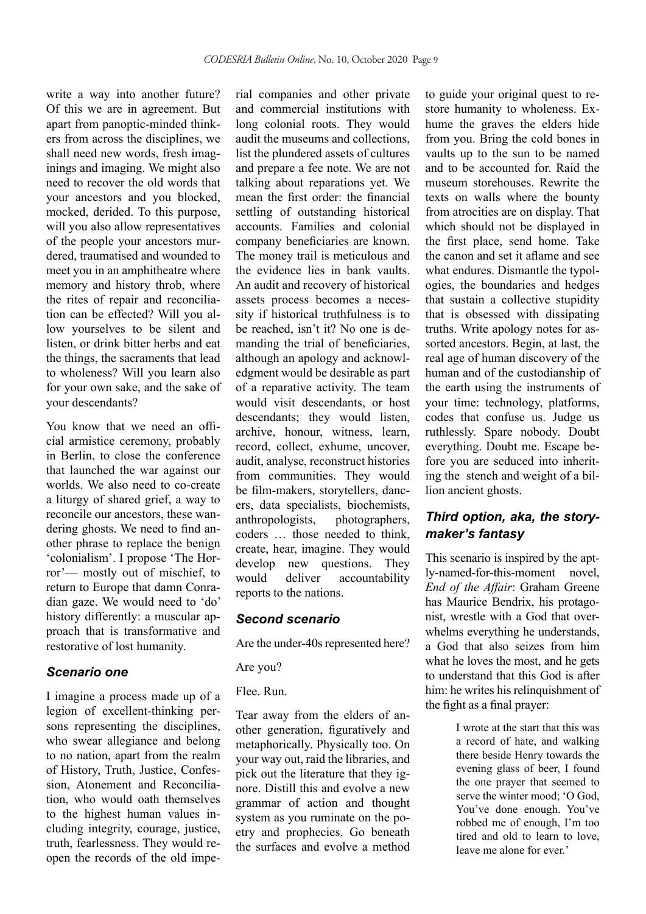write a way into another future? Of this we are in agreement. But apart from panoptic-minded thinkers from across the disciplines, we shall need new words, fresh imaginings and imaging. We might also need to recover the old words that your ancestors and you blocked, mocked, derided. To this purpose, will you also allow representatives of the people your ancestors murdered, traumatised and wounded to meet you in an amphitheatre where memory and history throb, where the rites of repair and reconciliation can be effected? Will you allow yourselves to be silent and listen, or drink bitter herbs and eat the things, the sacraments that lead to wholeness? Will you learn also for your own sake, and the sake of your descendants?

You know that we need an official armistice ceremony, probably in Berlin, to close the conference that launched the war against our worlds. We also need to co-create a liturgy of shared grief, a way to reconcile our ancestors, these wandering ghosts. We need to find another phrase to replace the benign 'colonialism'. I propose 'The Horror'— mostly out of mischief, to return to Europe that damn Conradian gaze. We would need to 'do' history differently: a muscular approach that is transformative and restorative of lost humanity.

### *Scenario one*

I imagine a process made up of a legion of excellent-thinking persons representing the disciplines, who swear allegiance and belong to no nation, apart from the realm of History, Truth, Justice, Confession, Atonement and Reconciliation, who would oath themselves to the highest human values including integrity, courage, justice, truth, fearlessness. They would reopen the records of the old imperial companies and other private and commercial institutions with long colonial roots. They would audit the museums and collections, list the plundered assets of cultures and prepare a fee note. We are not talking about reparations yet. We mean the first order: the financial settling of outstanding historical accounts. Families and colonial company beneficiaries are known. The money trail is meticulous and the evidence lies in bank vaults. An audit and recovery of historical assets process becomes a necessity if historical truthfulness is to be reached, isn't it? No one is demanding the trial of beneficiaries, although an apology and acknowledgment would be desirable as part of a reparative activity. The team would visit descendants, or host descendants; they would listen, archive, honour, witness, learn, record, collect, exhume, uncover, audit, analyse, reconstruct histories from communities. They would be film-makers, storytellers, dancers, data specialists, biochemists, anthropologists, photographers, coders … those needed to think, create, hear, imagine. They would develop new questions. They would deliver accountability reports to the nations.

### *Second scenario*

Are the under-40s represented here?

Are you?

Flee. Run.

Tear away from the elders of another generation, figuratively and metaphorically. Physically too. On your way out, raid the libraries, and pick out the literature that they ignore. Distill this and evolve a new grammar of action and thought system as you ruminate on the poetry and prophecies. Go beneath the surfaces and evolve a method to guide your original quest to restore humanity to wholeness. Exhume the graves the elders hide from you. Bring the cold bones in vaults up to the sun to be named and to be accounted for. Raid the museum storehouses. Rewrite the texts on walls where the bounty from atrocities are on display. That which should not be displayed in the first place, send home. Take the canon and set it aflame and see what endures. Dismantle the typologies, the boundaries and hedges that sustain a collective stupidity that is obsessed with dissipating truths. Write apology notes for assorted ancestors. Begin, at last, the real age of human discovery of the human and of the custodianship of the earth using the instruments of your time: technology, platforms, codes that confuse us. Judge us ruthlessly. Spare nobody. Doubt everything. Doubt me. Escape before you are seduced into inheriting the stench and weight of a billion ancient ghosts.

### *Third option, aka, the story-maker's fantasy*

This scenario is inspired by the aptly-named-for-this-moment novel, *End of the Affair*: Graham Greene has Maurice Bendrix, his protagonist, wrestle with a God that overwhelms everything he understands, a God that also seizes from him what he loves the most, and he gets to understand that this God is after him: he writes his relinquishment of the fight as a final prayer:

> I wrote at the start that this was a record of hate, and walking there beside Henry towards the evening glass of beer, I found the one prayer that seemed to serve the winter mood; 'O God, You've done enough. You've robbed me of enough, I'm too tired and old to learn to love, leave me alone for ever.'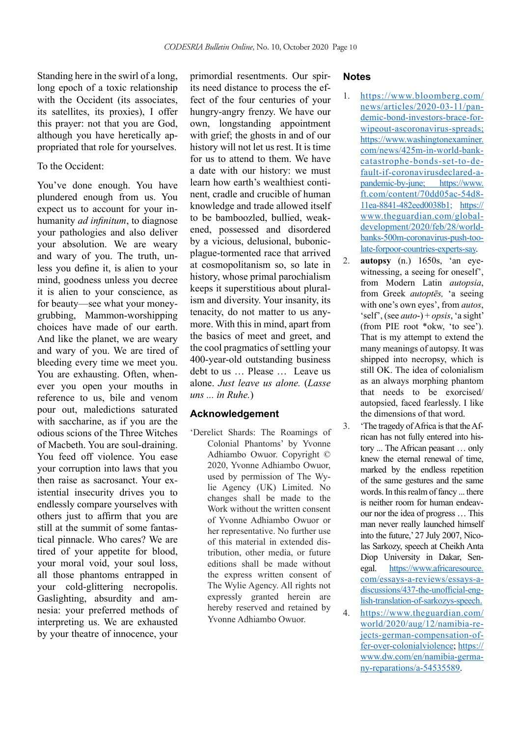Standing here in the swirl of a long, long epoch of a toxic relationship with the Occident (its associates, its satellites, its proxies), I offer this prayer: not that you are God, although you have heretically appropriated that role for yourselves.

To the Occident:

You've done enough. You have plundered enough from us. You expect us to account for your inhumanity *ad infinitum*, to diagnose your pathologies and also deliver your absolution. We are weary and wary of you. The truth, unless you define it, is alien to your mind, goodness unless you decree it is alien to your conscience, as for beauty—see what your money-grubbing, Mammon-worshipping choices have made of our earth. And like the planet, we are weary and wary of you. We are tired of bleeding every time we meet you. You are exhausting. Often, whenever you open your mouths in reference to us, bile and venom pour out, maledictions saturated with saccharine, as if you are the odious scions of the Three Witches of Macbeth. You are soul-draining. You feed off violence. You ease your corruption into laws that you then raise as sacrosanct. Your existential insecurity drives you to endlessly compare yourselves with others just to affirm that you are still at the summit of some fantastical pinnacle. Who cares? We are tired of your appetite for blood, your moral void, your soul loss, all those phantoms entrapped in your cold-glittering necropolis. Gaslighting, absurdity and amnesia: your preferred methods of interpreting us. We are exhausted by your theatre of innocence, your primordial resentments. Our spirits need distance to process the effect of the four centuries of your hungry-angry frenzy. We have our own, longstanding appointment with grief; the ghosts in and of our history will not let us rest. It is time for us to attend to them. We have a date with our history: we must learn how earth's wealthiest continent, cradle and crucible of human knowledge and trade allowed itself to be bamboozled, bullied, weakened, possessed and disordered by a vicious, delusional, bubonic-plague-tormented race that arrived at cosmopolitanism so, so late in history, whose primal parochialism keeps it superstitious about pluralism and diversity. Your insanity, its tenacity, do not matter to us anymore. With this in mind, apart from the basics of meet and greet, and the cool pragmatics of settling your 400-year-old outstanding business debt to us … Please … Leave us alone. *Just leave us alone.* (*Lasse uns ... in Ruhe.*)

## Acknowledgement

'Derelict Shards: The Roamings of Colonial Phantoms' by Yvonne Adhiambo Owuor. Copyright © 2020, Yvonne Adhiambo Owuor, used by permission of The Wylie Agency (UK) Limited. No changes shall be made to the Work without the written consent of Yvonne Adhiambo Owuor or her representative. No further use of this material in extended distribution, other media, or future editions shall be made without the express written consent of The Wylie Agency. All rights not expressly granted herein are hereby reserved and retained by Yvonne Adhiambo Owuor.

## Notes

1. https://www.bloomberg.com/news/articles/2020-03-11/pandemic-bond-investors-brace-for-wipeout-ascoronavirus-spreads; https://www.washingtonexaminer.com/news/425m-in-world-bank-catastrophe-bonds-set-to-default-if-coronavirusdeclared-a-pandemic-by-june; https://www.ft.com/content/70dd05ac-54d8-11ea-8841-482eed0038b1; https://www.theguardian.com/global-development/2020/feb/28/world-banks-500m-coronavirus-push-too-late-forpoor-countries-experts-say.
2. **autopsy** (n.) 1650s, 'an eye-witnessing, a seeing for oneself', from Modern Latin *autopsia*, from Greek *autoptēs,* 'a seeing with one's own eyes', from *autos*, 'self', (see *auto-*) + *opsis*, 'a sight' (from PIE root \*okw, 'to see'). That is my attempt to extend the many meanings of autopsy. It was shipped into necropsy, which is still OK. The idea of colonialism as an always morphing phantom that needs to be exorcised/autopsied, faced fearlessly. I like the dimensions of that word.
3. 'The tragedy of Africa is that the African has not fully entered into history ... The African peasant … only knew the eternal renewal of time, marked by the endless repetition of the same gestures and the same words. In this realm of fancy ... there is neither room for human endeavour nor the idea of progress … This man never really launched himself into the future,' 27 July 2007, Nicolas Sarkozy, speech at Cheikh Anta Diop University in Dakar, Senegal. https://www.africaresource.com/essays-a-reviews/essays-a-discussions/437-the-unofficial-english-translation-of-sarkozys-speech.
4. https://www.theguardian.com/world/2020/aug/12/namibia-rejects-german-compensation-offer-over-colonialviolence; https://www.dw.com/en/namibia-germany-reparations/a-54535589.